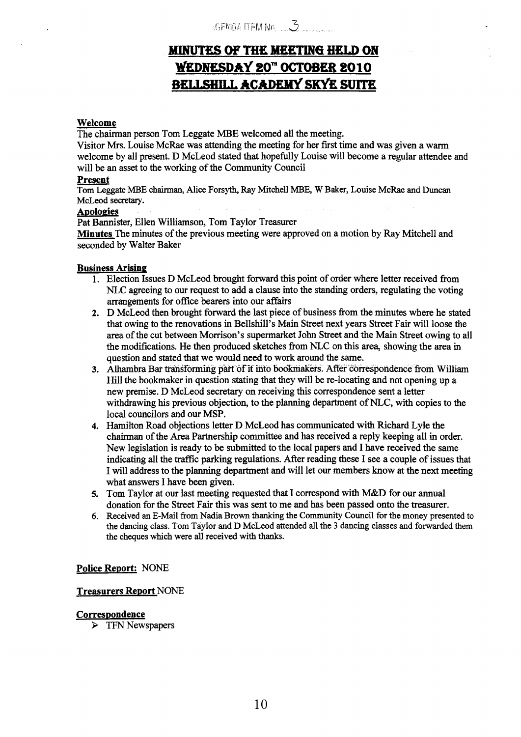AGENDA ITEM No. 3

# MINUTES OF THE MEETING HELD ON WEDNESDAY 20TH OCTOBER 2010 BELLSHILL ACADEMY SKYE SUITE

**Welcome**

The chairman person Tom Leggate MBE welcomed all the meeting.

Visitor Mrs. Louise McRae was attending the meeting for her first time and was given a warm welcome by all present. D McLeod stated that hopefully Louise will become a regular attendee and will be an asset to the working of the Community Council

**Present**

Tom Leggate MBE chairman, Alice Forsyth, Ray Mitchell MBE, W Baker, Louise McRae and Duncan McLeod secretary.

**Apologies**

Pat Bannister, Ellen Williamson, Tom Taylor Treasurer

**Minutes** The minutes of the previous meeting were approved on a motion by Ray Mitchell and seconded by Walter Baker

**Business Arising**

1. Election Issues D McLeod brought forward this point of order where letter received from NLC agreeing to our request to add a clause into the standing orders, regulating the voting arrangements for office bearers into our affairs
2. D McLeod then brought forward the last piece of business from the minutes where he stated that owing to the renovations in Bellshill's Main Street next years Street Fair will loose the area of the cut between Morrison's supermarket John Street and the Main Street owing to all the modifications. He then produced sketches from NLC on this area, showing the area in question and stated that we would need to work around the same.
3. Alhambra Bar transforming part of it into bookmakers. After correspondence from William Hill the bookmaker in question stating that they will be re-locating and not opening up a new premise. D McLeod secretary on receiving this correspondence sent a letter withdrawing his previous objection, to the planning department of NLC, with copies to the local councilors and our MSP.
4. Hamilton Road objections letter D McLeod has communicated with Richard Lyle the chairman of the Area Partnership committee and has received a reply keeping all in order. New legislation is ready to be submitted to the local papers and I have received the same indicating all the traffic parking regulations. After reading these I see a couple of issues that I will address to the planning department and will let our members know at the next meeting what answers I have been given.
5. Tom Taylor at our last meeting requested that I correspond with M&D for our annual donation for the Street Fair this was sent to me and has been passed onto the treasurer.
6. Received an E-Mail from Nadia Brown thanking the Community Council for the money presented to the dancing class. Tom Taylor and D McLeod attended all the 3 dancing classes and forwarded them the cheques which were all received with thanks.

**Police Report:** NONE

**Treasurers Report** NONE

**Correspondence**

- TFN Newspapers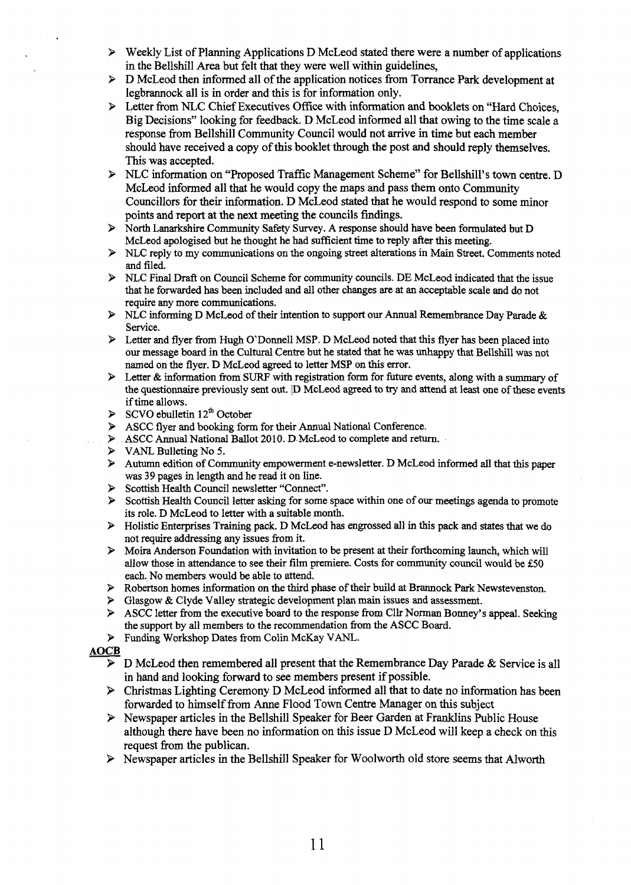- Weekly List of Planning Applications D McLeod stated there were a number of applications in the Bellshill Area but felt that they were well within guidelines,
- D McLeod then informed all of the application notices from Torrance Park development at legbrannock all is in order and this is for information only.
- Letter from NLC Chief Executives Office with information and booklets on "Hard Choices, Big Decisions" looking for feedback. D McLeod informed all that owing to the time scale a response from Bellshill Community Council would not arrive in time but each member should have received a copy of this booklet through the post and should reply themselves. This was accepted.
- NLC information on "Proposed Traffic Management Scheme" for Bellshill's town centre. D McLeod informed all that he would copy the maps and pass them onto Community Councillors for their information. D McLeod stated that he would respond to some minor points and report at the next meeting the councils findings.
- North Lanarkshire Community Safety Survey. A response should have been formulated but D McLeod apologised but he thought he had sufficient time to reply after this meeting.
- NLC reply to my communications on the ongoing street alterations in Main Street. Comments noted and filed.
- NLC Final Draft on Council Scheme for community councils. DE McLeod indicated that the issue that he forwarded has been included and all other changes are at an acceptable scale and do not require any more communications.
- NLC informing D McLeod of their intention to support our Annual Remembrance Day Parade & Service.
- Letter and flyer from Hugh O'Donnell MSP. D McLeod noted that this flyer has been placed into our message board in the Cultural Centre but he stated that he was unhappy that Bellshill was not named on the flyer. D McLeod agreed to letter MSP on this error.
- Letter & information from SURF with registration form for future events, along with a summary of the questionnaire previously sent out. |D McLeod agreed to try and attend at least one of these events if time allows.
- SCVO ebulletin 12th October
- ASCC flyer and booking form for their Annual National Conference.
- ASCC Annual National Ballot 2010. D McLeod to complete and return.
- VANL Bulleting No 5.
- Autumn edition of Community empowerment e-newsletter. D McLeod informed all that this paper was 39 pages in length and he read it on line.
- Scottish Health Council newsletter "Connect".
- Scottish Health Council letter asking for some space within one of our meetings agenda to promote its role. D McLeod to letter with a suitable month.
- Holistic Enterprises Training pack. D McLeod has engrossed all in this pack and states that we do not require addressing any issues from it.
- Moira Anderson Foundation with invitation to be present at their forthcoming launch, which will allow those in attendance to see their film premiere. Costs for community council would be £50 each. No members would be able to attend.
- Robertson homes information on the third phase of their build at Brannock Park Newstevenston.
- Glasgow & Clyde Valley strategic development plan main issues and assessment.
- ASCC letter from the executive board to the response from Cllr Norman Bonney's appeal. Seeking the support by all members to the recommendation from the ASCC Board.
- Funding Workshop Dates from Colin McKay VANL.

**AOCB**

- D McLeod then remembered all present that the Remembrance Day Parade & Service is all in hand and looking forward to see members present if possible.
- Christmas Lighting Ceremony D McLeod informed all that to date no information has been forwarded to himself from Anne Flood Town Centre Manager on this subject
- Newspaper articles in the Bellshill Speaker for Beer Garden at Franklins Public House although there have been no information on this issue D McLeod will keep a check on this request from the publican.
- Newspaper articles in the Bellshill Speaker for Woolworth old store seems that Alworth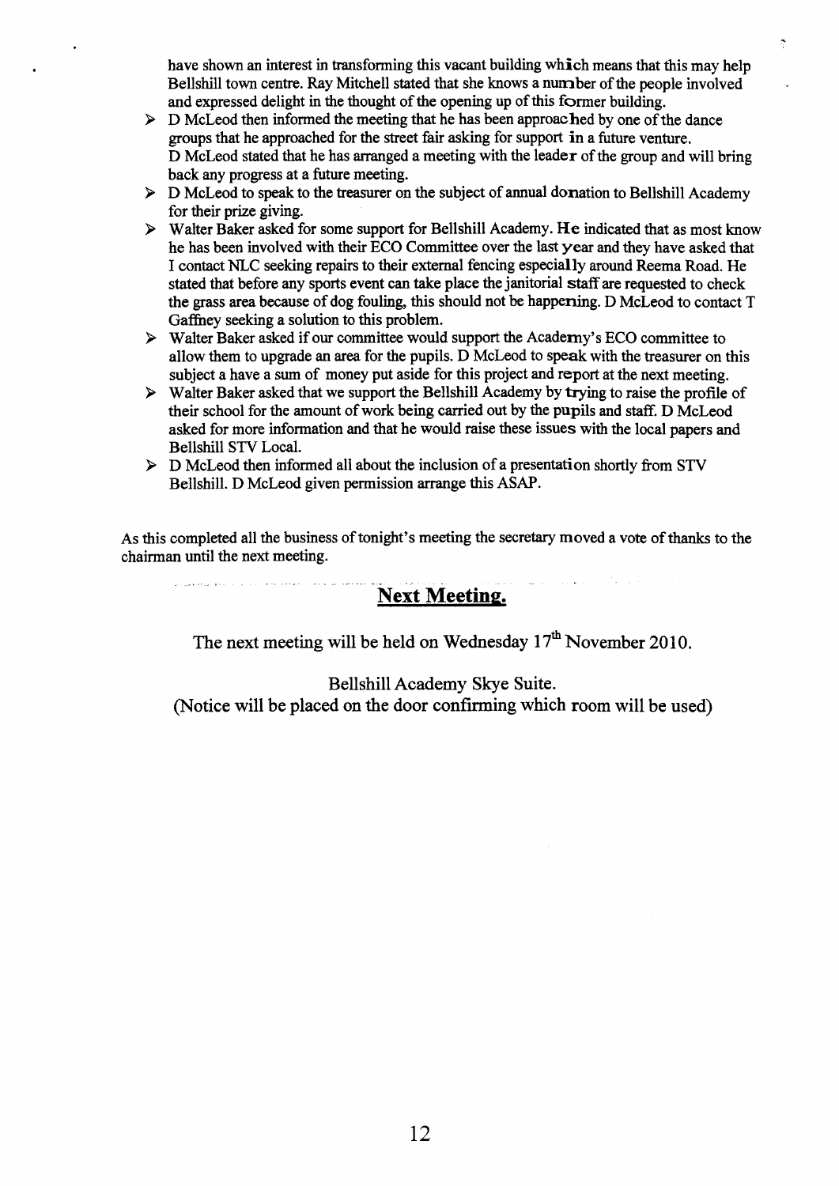have shown an interest in transforming this vacant building which means that this may help Bellshill town centre. Ray Mitchell stated that she knows a number of the people involved and expressed delight in the thought of the opening up of this former building.

- D McLeod then informed the meeting that he has been approached by one of the dance groups that he approached for the street fair asking for support in a future venture. D McLeod stated that he has arranged a meeting with the leader of the group and will bring back any progress at a future meeting.
- D McLeod to speak to the treasurer on the subject of annual donation to Bellshill Academy for their prize giving.
- Walter Baker asked for some support for Bellshill Academy. He indicated that as most know he has been involved with their ECO Committee over the last year and they have asked that I contact NLC seeking repairs to their external fencing especially around Reema Road. He stated that before any sports event can take place the janitorial staff are requested to check the grass area because of dog fouling, this should not be happening. D McLeod to contact T Gaffney seeking a solution to this problem.
- Walter Baker asked if our committee would support the Academy's ECO committee to allow them to upgrade an area for the pupils. D McLeod to speak with the treasurer on this subject a have a sum of money put aside for this project and report at the next meeting.
- Walter Baker asked that we support the Bellshill Academy by trying to raise the profile of their school for the amount of work being carried out by the pupils and staff. D McLeod asked for more information and that he would raise these issues with the local papers and Bellshill STV Local.
- D McLeod then informed all about the inclusion of a presentation shortly from STV Bellshill. D McLeod given permission arrange this ASAP.

As this completed all the business of tonight's meeting the secretary moved a vote of thanks to the chairman until the next meeting.

## Next Meeting.

The next meeting will be held on Wednesday 17th November 2010.

Bellshill Academy Skye Suite.
(Notice will be placed on the door confirming which room will be used)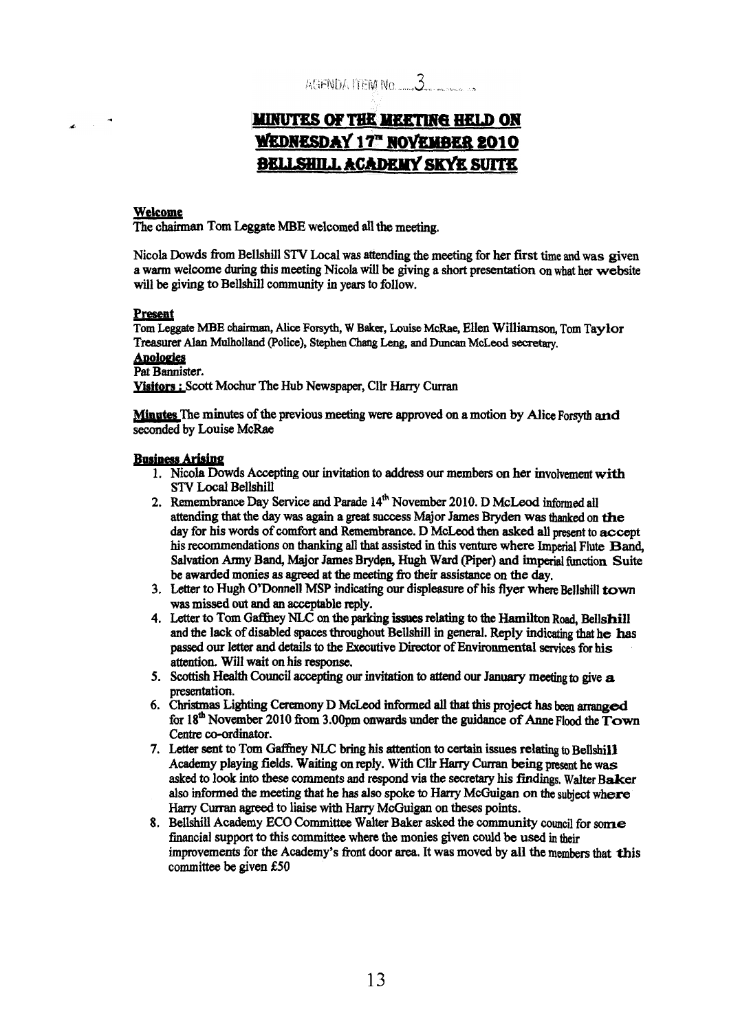AGENDA ITEM No. 3

# MINUTES OF THE MEETING HELD ON WEDNESDAY 17TH NOVEMBER 2010 BELLSHILL ACADEMY SKYE SUITE

**Welcome**

The chairman Tom Leggate MBE welcomed all the meeting.

Nicola Dowds from Bellshill STV Local was attending the meeting for her first time and was given a warm welcome during this meeting Nicola will be giving a short presentation on what her website will be giving to Bellshill community in years to follow.

**Present**

Tom Leggate MBE chairman, Alice Forsyth, W Baker, Louise McRae, Ellen Williamson, Tom Taylor Treasurer Alan Mulholland (Police), Stephen Chang Leng, and Duncan McLeod secretary.

**Apologies**

Pat Bannister.

**Visitors :** Scott Mochur The Hub Newspaper, Cllr Harry Curran

**Minutes** The minutes of the previous meeting were approved on a motion by Alice Forsyth and seconded by Louise McRae

**Business Arising**

1. Nicola Dowds Accepting our invitation to address our members on her involvement with STV Local Bellshill
2. Remembrance Day Service and Parade 14th November 2010. D McLeod informed all attending that the day was again a great success Major James Bryden was thanked on the day for his words of comfort and Remembrance. D McLeod then asked all present to accept his recommendations on thanking all that assisted in this venture where Imperial Flute Band, Salvation Army Band, Major James Bryden, Hugh Ward (Piper) and imperial function Suite be awarded monies as agreed at the meeting fro their assistance on the day.
3. Letter to Hugh O'Donnell MSP indicating our displeasure of his flyer where Bellshill town was missed out and an acceptable reply.
4. Letter to Tom Gaffney NLC on the parking issues relating to the Hamilton Road, Bellshill and the lack of disabled spaces throughout Bellshill in general. Reply indicating that he has passed our letter and details to the Executive Director of Environmental services for his attention. Will wait on his response.
5. Scottish Health Council accepting our invitation to attend our January meeting to give a presentation.
6. Christmas Lighting Ceremony D McLeod informed all that this project has been arranged for 18th November 2010 from 3.00pm onwards under the guidance of Anne Flood the Town Centre co-ordinator.
7. Letter sent to Tom Gaffney NLC bring his attention to certain issues relating to Bellshill Academy playing fields. Waiting on reply. With Cllr Harry Curran being present he was asked to look into these comments and respond via the secretary his findings. Walter Baker also informed the meeting that he has also spoke to Harry McGuigan on the subject where Harry Curran agreed to liaise with Harry McGuigan on theses points.
8. Bellshill Academy ECO Committee Walter Baker asked the community council for some financial support to this committee where the monies given could be used in their improvements for the Academy's front door area. It was moved by all the members that this committee be given £50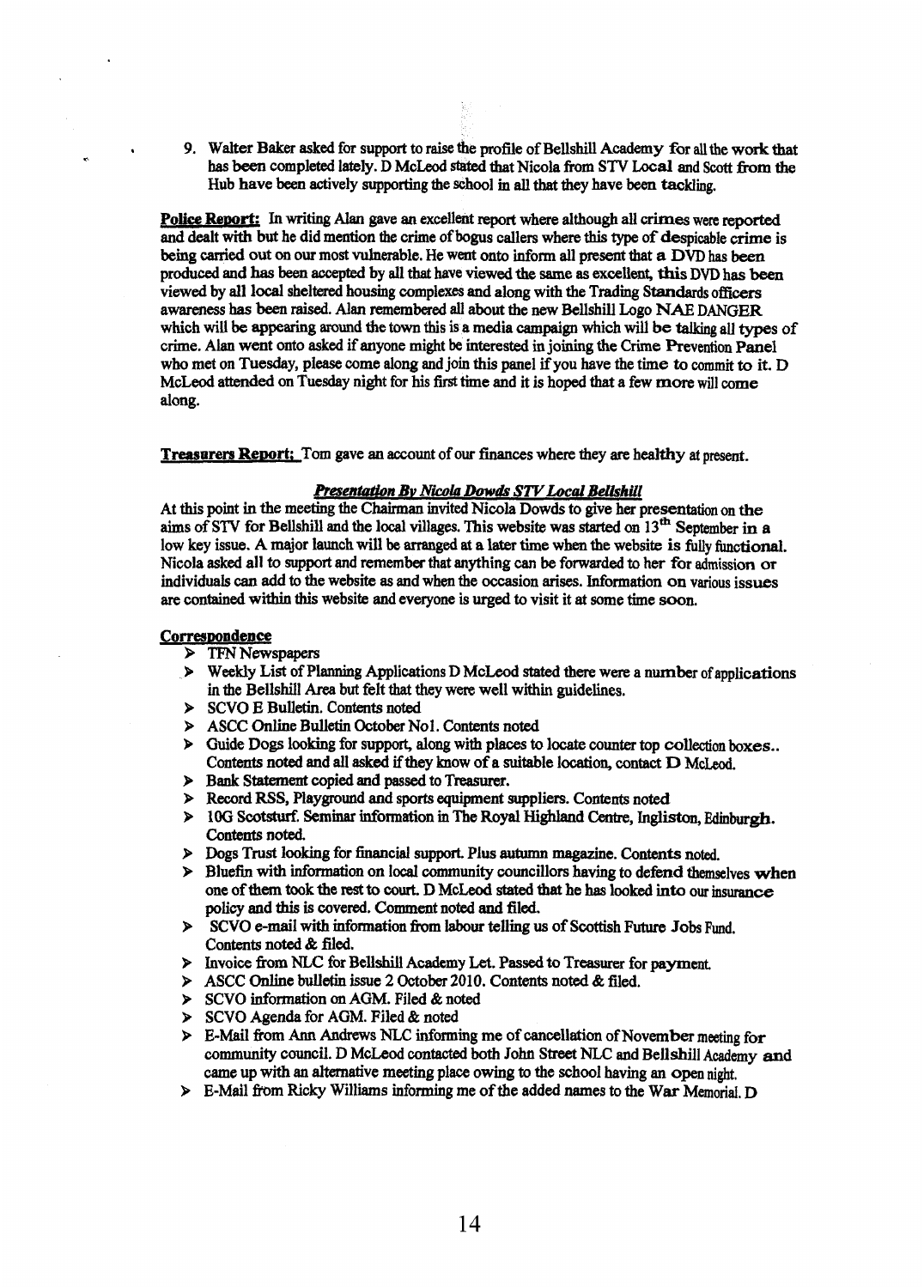9. Walter Baker asked for support to raise the profile of Bellshill Academy for all the work that has been completed lately. D McLeod stated that Nicola from STV Local and Scott from the Hub have been actively supporting the school in all that they have been tackling.

**Police Report:** In writing Alan gave an excellent report where although all crimes were reported and dealt with but he did mention the crime of bogus callers where this type of despicable crime is being carried out on our most vulnerable. He went onto inform all present that a DVD has been produced and has been accepted by all that have viewed the same as excellent, this DVD has been viewed by all local sheltered housing complexes and along with the Trading Standards officers awareness has been raised. Alan remembered all about the new Bellshill Logo NAE DANGER which will be appearing around the town this is a media campaign which will be talking all types of crime. Alan went onto asked if anyone might be interested in joining the Crime Prevention Panel who met on Tuesday, please come along and join this panel if you have the time to commit to it. D McLeod attended on Tuesday night for his first time and it is hoped that a few more will come along.

**Treasurers Report;** Tom gave an account of our finances where they are healthy at present.

***Presentation By Nicola Dowds STV Local Bellshill***

At this point in the meeting the Chairman invited Nicola Dowds to give her presentation on the aims of STV for Bellshill and the local villages. This website was started on 13th September in a low key issue. A major launch will be arranged at a later time when the website is fully functional. Nicola asked all to support and remember that anything can be forwarded to her for admission or individuals can add to the website as and when the occasion arises. Information on various issues are contained within this website and everyone is urged to visit it at some time soon.

**Correspondence**

- TFN Newspapers
- Weekly List of Planning Applications D McLeod stated there were a number of applications in the Bellshill Area but felt that they were well within guidelines.
- SCVO E Bulletin. Contents noted
- ASCC Online Bulletin October No1. Contents noted
- Guide Dogs looking for support, along with places to locate counter top collection boxes.. Contents noted and all asked if they know of a suitable location, contact D McLeod.
- Bank Statement copied and passed to Treasurer.
- Record RSS, Playground and sports equipment suppliers. Contents noted
- 10G Scotsturf. Seminar information in The Royal Highland Centre, Ingliston, Edinburgh. Contents noted.
- Dogs Trust looking for financial support. Plus autumn magazine. Contents noted.
- Bluefin with information on local community councillors having to defend themselves when one of them took the rest to court. D McLeod stated that he has looked into our insurance policy and this is covered. Comment noted and filed.
- SCVO e-mail with information from labour telling us of Scottish Future Jobs Fund. Contents noted & filed.
- Invoice from NLC for Bellshill Academy Let. Passed to Treasurer for payment.
- ASCC Online bulletin issue 2 October 2010. Contents noted & filed.
- SCVO information on AGM. Filed & noted
- SCVO Agenda for AGM. Filed & noted
- E-Mail from Ann Andrews NLC informing me of cancellation of November meeting for community council. D McLeod contacted both John Street NLC and Bellshill Academy and came up with an alternative meeting place owing to the school having an open night.
- E-Mail from Ricky Williams informing me of the added names to the War Memorial. D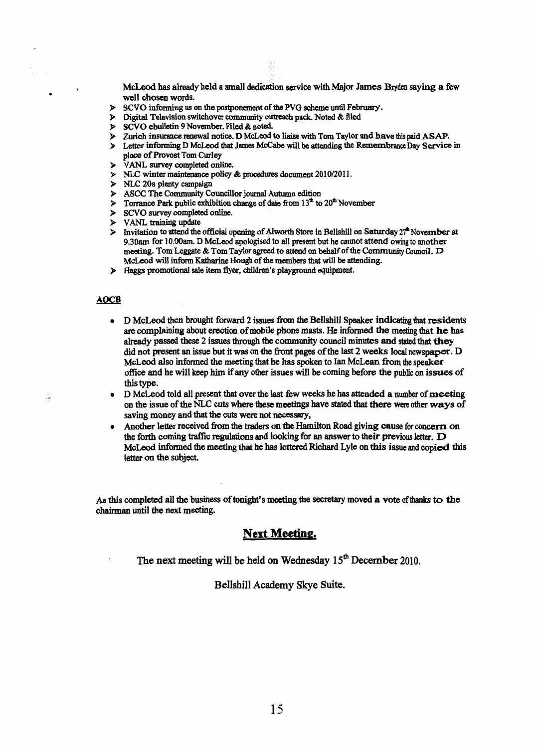McLeod has already held a small dedication service with Major James Bryden saying a few well chosen words.

- SCVO informing us on the postponement of the PVG scheme until February.
- Digital Television switchover community outreach pack. Noted & filed
- SCVO ebulletin 9 November. Filed & noted.
- Zurich insurance renewal notice. D McLeod to liaise with Tom Taylor and have this paid ASAP.
- Letter informing D McLeod that James McCabe will be attending the Remembrance Day Service in place of Provost Tom Curley
- VANL survey completed online.
- NLC winter maintenance policy & procedures document 2010/2011.
- NLC 20s plenty campaign
- ASCC The Community Councillor journal Autumn edition
- Torrance Park public exhibition change of date from 13th to 20th November
- SCVO survey completed online.
- VANL training update
- Invitation to attend the official opening of Alworth Store in Bellshill on Saturday 27th November at 9.30am for 10.00am. D McLeod apologised to all present but he cannot attend owing to another meeting. Tom Leggate & Tom Taylor agreed to attend on behalf of the Community Council. D McLeod will inform Katharine Hough of the members that will be attending.
- Haggs promotional sale item flyer, children's playground equipment.

**AOCB**

- D McLeod then brought forward 2 issues from the Bellshill Speaker indicating that residents are complaining about erection of mobile phone masts. He informed the meeting that he has already passed these 2 issues through the community council minutes and stated that they did not present an issue but it was on the front pages of the last 2 weeks local newspaper. D McLeod also informed the meeting that he has spoken to Ian McLean from the speaker office and he will keep him if any other issues will be coming before the public on issues of this type.
- D McLeod told all present that over the last few weeks he has attended a number of meeting on the issue of the NLC cuts where these meetings have stated that there were other ways of saving money and that the cuts were not necessary,
- Another letter received from the traders on the Hamilton Road giving cause for concern on the forth coming traffic regulations and looking for an answer to their previous letter. D McLeod informed the meeting that he has lettered Richard Lyle on this issue and copied this letter on the subject.

As this completed all the business of tonight's meeting the secretary moved a vote of thanks to the chairman until the next meeting.

## Next Meeting.

The next meeting will be held on Wednesday 15th December 2010.

Bellshill Academy Skye Suite.